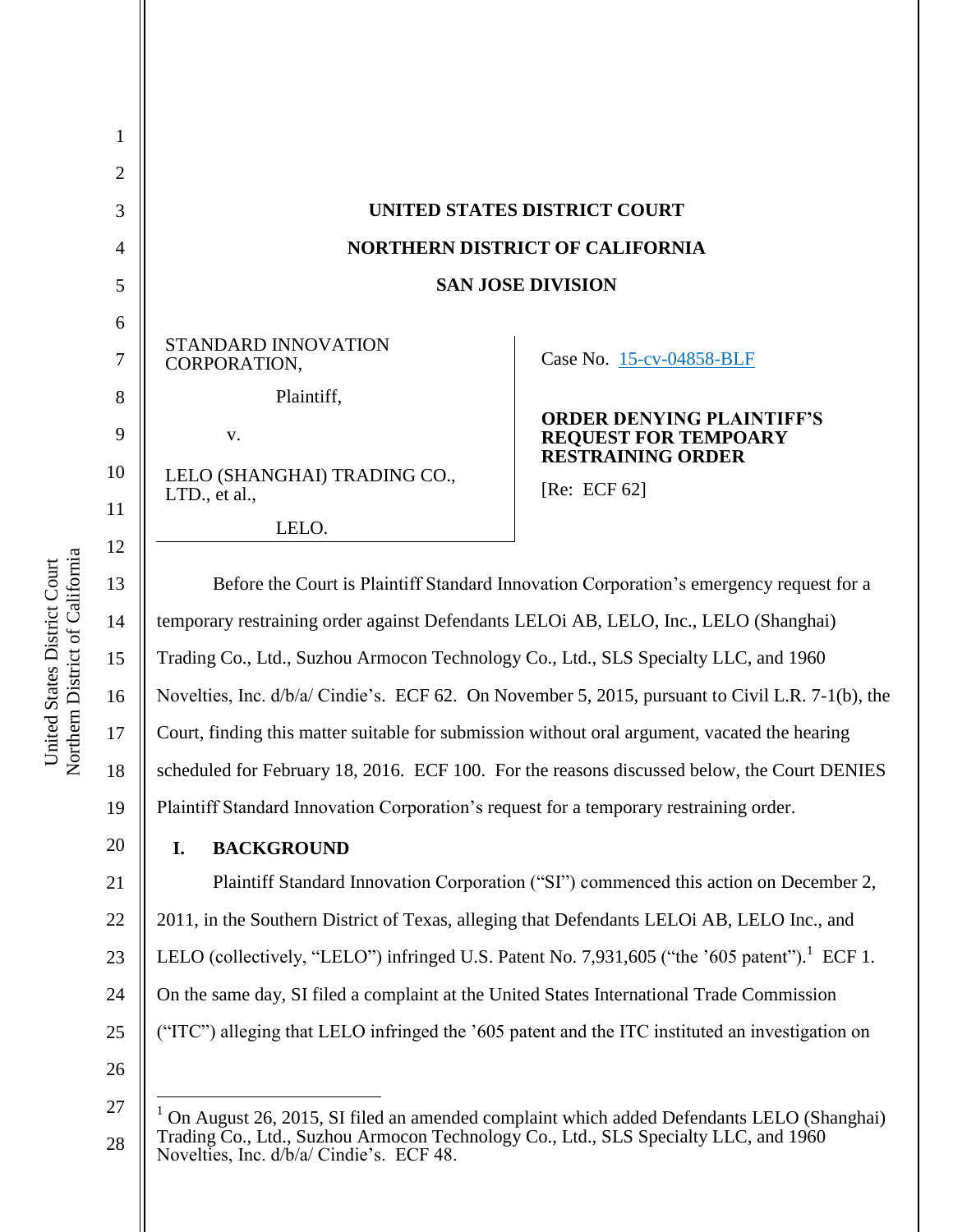# UNITED STATES DISTRICT COURT

# NORTHERN DISTRICT OF CALIFORNIA

# SAN JOSE DIVISION

STANDARD INNOVATION CORPORATION,

Plaintiff,

v.

LELO (SHANGHAI) TRADING CO., LTD., et al.,

LELO.

Case No. 15-cv-04858-BLF

**ORDER DENYING PLAINTIFF'S REQUEST FOR TEMPOARY RESTRAINING ORDER**

[Re: ECF 62]

Before the Court is Plaintiff Standard Innovation Corporation's emergency request for a temporary restraining order against Defendants LELOi AB, LELO, Inc., LELO (Shanghai) Trading Co., Ltd., Suzhou Armocon Technology Co., Ltd., SLS Specialty LLC, and 1960 Novelties, Inc. d/b/a/ Cindie's. ECF 62. On November 5, 2015, pursuant to Civil L.R. 7-1(b), the Court, finding this matter suitable for submission without oral argument, vacated the hearing scheduled for February 18, 2016. ECF 100. For the reasons discussed below, the Court DENIES Plaintiff Standard Innovation Corporation's request for a temporary restraining order.

## I. BACKGROUND

Plaintiff Standard Innovation Corporation ("SI") commenced this action on December 2, 2011, in the Southern District of Texas, alleging that Defendants LELOi AB, LELO Inc., and LELO (collectively, "LELO") infringed U.S. Patent No. 7,931,605 ("the '605 patent").[1] ECF 1. On the same day, SI filed a complaint at the United States International Trade Commission ("ITC") alleging that LELO infringed the '605 patent and the ITC instituted an investigation on

[1] On August 26, 2015, SI filed an amended complaint which added Defendants LELO (Shanghai) Trading Co., Ltd., Suzhou Armocon Technology Co., Ltd., SLS Specialty LLC, and 1960 Novelties, Inc. d/b/a/ Cindie's. ECF 48.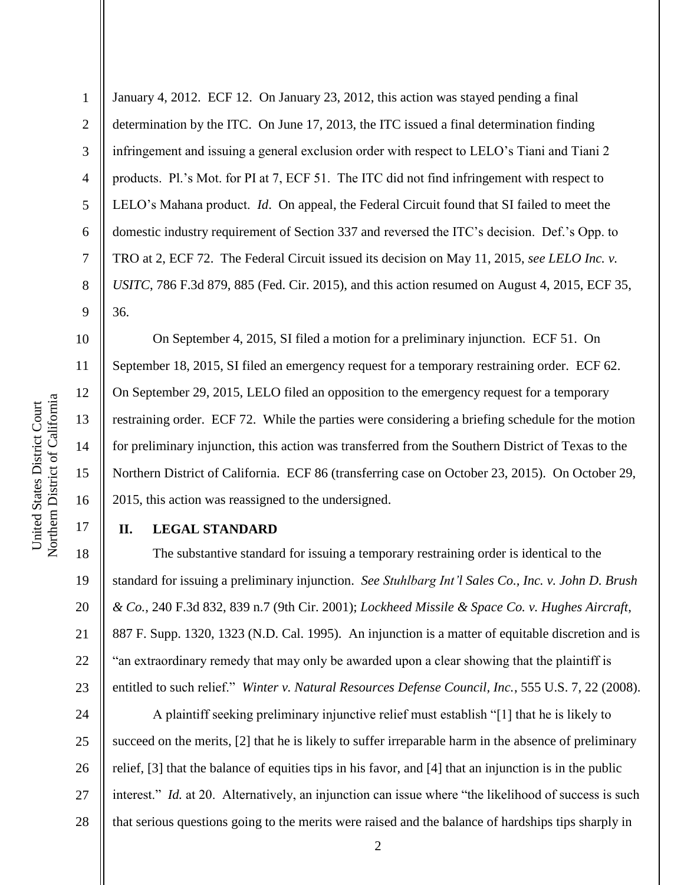January 4, 2012. ECF 12. On January 23, 2012, this action was stayed pending a final determination by the ITC. On June 17, 2013, the ITC issued a final determination finding infringement and issuing a general exclusion order with respect to LELO's Tiani and Tiani 2 products. Pl.'s Mot. for PI at 7, ECF 51. The ITC did not find infringement with respect to LELO's Mahana product. *Id*. On appeal, the Federal Circuit found that SI failed to meet the domestic industry requirement of Section 337 and reversed the ITC's decision. Def.'s Opp. to TRO at 2, ECF 72. The Federal Circuit issued its decision on May 11, 2015, *see LELO Inc. v. USITC*, 786 F.3d 879, 885 (Fed. Cir. 2015), and this action resumed on August 4, 2015, ECF 35, 36.

On September 4, 2015, SI filed a motion for a preliminary injunction. ECF 51. On September 18, 2015, SI filed an emergency request for a temporary restraining order. ECF 62. On September 29, 2015, LELO filed an opposition to the emergency request for a temporary restraining order. ECF 72. While the parties were considering a briefing schedule for the motion for preliminary injunction, this action was transferred from the Southern District of Texas to the Northern District of California. ECF 86 (transferring case on October 23, 2015). On October 29, 2015, this action was reassigned to the undersigned.

## II. LEGAL STANDARD

The substantive standard for issuing a temporary restraining order is identical to the standard for issuing a preliminary injunction. *See Stuhlbarg Int'l Sales Co., Inc. v. John D. Brush & Co.*, 240 F.3d 832, 839 n.7 (9th Cir. 2001); *Lockheed Missile & Space Co. v. Hughes Aircraft*, 887 F. Supp. 1320, 1323 (N.D. Cal. 1995). An injunction is a matter of equitable discretion and is "an extraordinary remedy that may only be awarded upon a clear showing that the plaintiff is entitled to such relief." *Winter v. Natural Resources Defense Council, Inc.*, 555 U.S. 7, 22 (2008).

A plaintiff seeking preliminary injunctive relief must establish "[1] that he is likely to succeed on the merits, [2] that he is likely to suffer irreparable harm in the absence of preliminary relief, [3] that the balance of equities tips in his favor, and [4] that an injunction is in the public interest." *Id.* at 20. Alternatively, an injunction can issue where "the likelihood of success is such that serious questions going to the merits were raised and the balance of hardships tips sharply in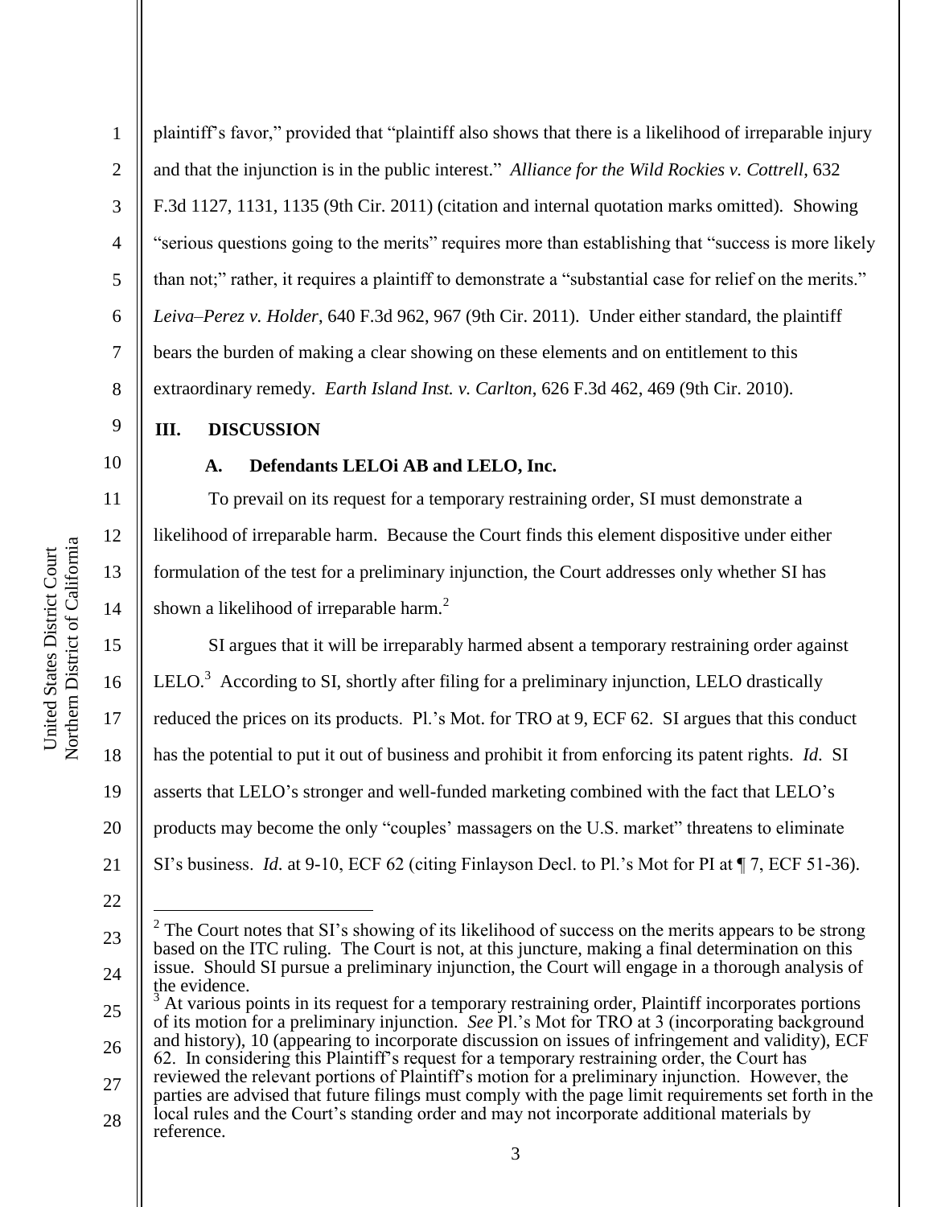plaintiff's favor," provided that "plaintiff also shows that there is a likelihood of irreparable injury and that the injunction is in the public interest." *Alliance for the Wild Rockies v. Cottrell*, 632 F.3d 1127, 1131, 1135 (9th Cir. 2011) (citation and internal quotation marks omitted). Showing "serious questions going to the merits" requires more than establishing that "success is more likely than not;" rather, it requires a plaintiff to demonstrate a "substantial case for relief on the merits." *Leiva–Perez v. Holder*, 640 F.3d 962, 967 (9th Cir. 2011). Under either standard, the plaintiff bears the burden of making a clear showing on these elements and on entitlement to this extraordinary remedy. *Earth Island Inst. v. Carlton*, 626 F.3d 462, 469 (9th Cir. 2010).

## III. DISCUSSION

### A. Defendants LELOi AB and LELO, Inc.

To prevail on its request for a temporary restraining order, SI must demonstrate a likelihood of irreparable harm. Because the Court finds this element dispositive under either formulation of the test for a preliminary injunction, the Court addresses only whether SI has shown a likelihood of irreparable harm.[2]

SI argues that it will be irreparably harmed absent a temporary restraining order against LELO.[3] According to SI, shortly after filing for a preliminary injunction, LELO drastically reduced the prices on its products. Pl.'s Mot. for TRO at 9, ECF 62. SI argues that this conduct has the potential to put it out of business and prohibit it from enforcing its patent rights. *Id.* SI asserts that LELO's stronger and well-funded marketing combined with the fact that LELO's products may become the only "couples' massagers on the U.S. market" threatens to eliminate SI's business. *Id.* at 9-10, ECF 62 (citing Finlayson Decl. to Pl.'s Mot for PI at ¶ 7, ECF 51-36).

---

[2] The Court notes that SI's showing of its likelihood of success on the merits appears to be strong based on the ITC ruling. The Court is not, at this juncture, making a final determination on this issue. Should SI pursue a preliminary injunction, the Court will engage in a thorough analysis of the evidence.

[3] At various points in its request for a temporary restraining order, Plaintiff incorporates portions of its motion for a preliminary injunction. *See* Pl.'s Mot for TRO at 3 (incorporating background and history), 10 (appearing to incorporate discussion on issues of infringement and validity), ECF 62. In considering this Plaintiff's request for a temporary restraining order, the Court has reviewed the relevant portions of Plaintiff's motion for a preliminary injunction. However, the parties are advised that future filings must comply with the page limit requirements set forth in the local rules and the Court's standing order and may not incorporate additional materials by reference.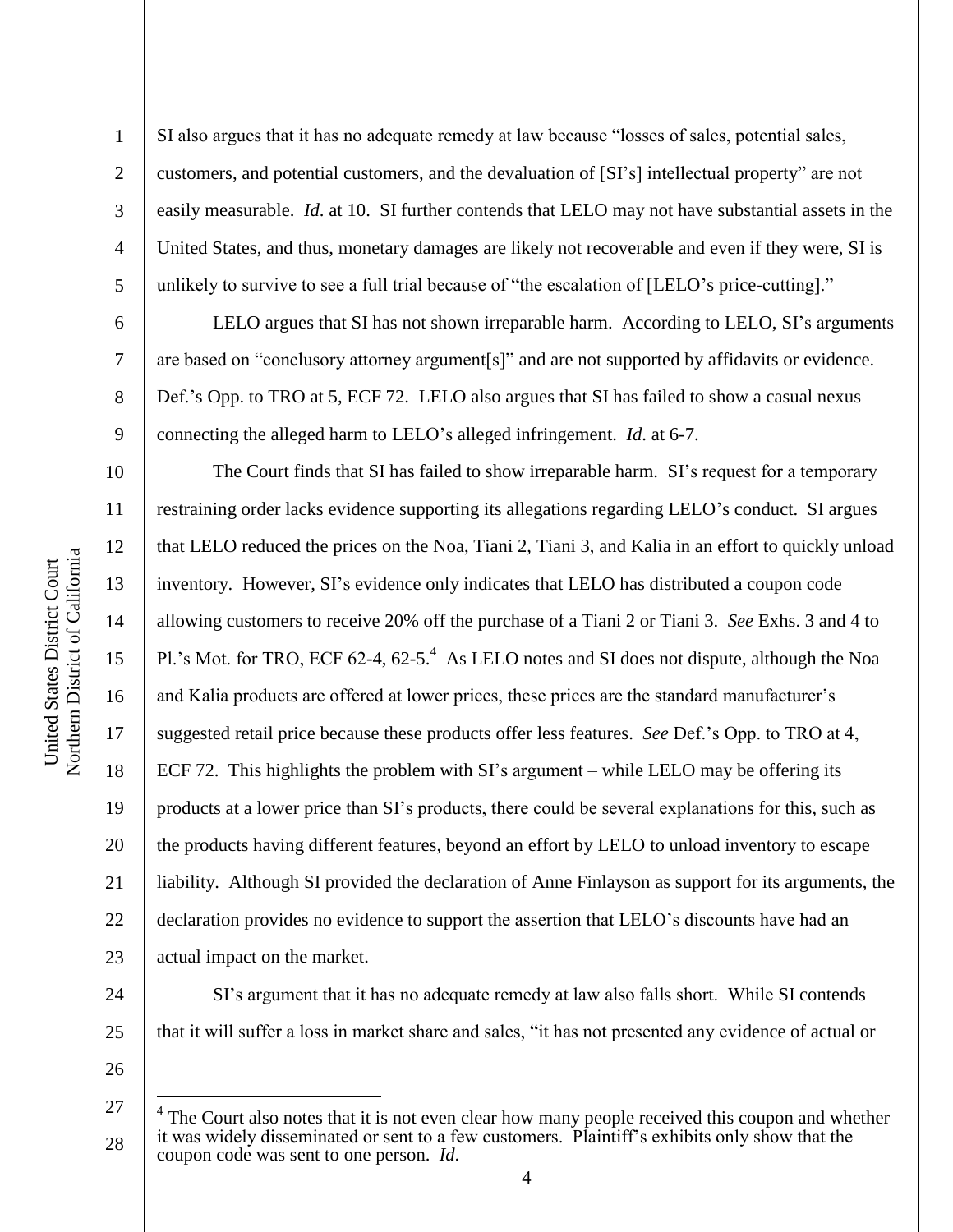SI also argues that it has no adequate remedy at law because "losses of sales, potential sales, customers, and potential customers, and the devaluation of [SI's] intellectual property" are not easily measurable. *Id*. at 10. SI further contends that LELO may not have substantial assets in the United States, and thus, monetary damages are likely not recoverable and even if they were, SI is unlikely to survive to see a full trial because of "the escalation of [LELO's price-cutting]."

LELO argues that SI has not shown irreparable harm. According to LELO, SI's arguments are based on "conclusory attorney argument[s]" and are not supported by affidavits or evidence. Def.'s Opp. to TRO at 5, ECF 72. LELO also argues that SI has failed to show a casual nexus connecting the alleged harm to LELO's alleged infringement. *Id*. at 6-7.

The Court finds that SI has failed to show irreparable harm. SI's request for a temporary restraining order lacks evidence supporting its allegations regarding LELO's conduct. SI argues that LELO reduced the prices on the Noa, Tiani 2, Tiani 3, and Kalia in an effort to quickly unload inventory. However, SI's evidence only indicates that LELO has distributed a coupon code allowing customers to receive 20% off the purchase of a Tiani 2 or Tiani 3. *See* Exhs. 3 and 4 to Pl.'s Mot. for TRO, ECF 62-4, 62-5.[4] As LELO notes and SI does not dispute, although the Noa and Kalia products are offered at lower prices, these prices are the standard manufacturer's suggested retail price because these products offer less features. *See* Def.'s Opp. to TRO at 4, ECF 72. This highlights the problem with SI's argument – while LELO may be offering its products at a lower price than SI's products, there could be several explanations for this, such as the products having different features, beyond an effort by LELO to unload inventory to escape liability. Although SI provided the declaration of Anne Finlayson as support for its arguments, the declaration provides no evidence to support the assertion that LELO's discounts have had an actual impact on the market.

SI's argument that it has no adequate remedy at law also falls short. While SI contends that it will suffer a loss in market share and sales, "it has not presented any evidence of actual or

---

[4] The Court also notes that it is not even clear how many people received this coupon and whether it was widely disseminated or sent to a few customers. Plaintiff's exhibits only show that the coupon code was sent to one person. *Id*.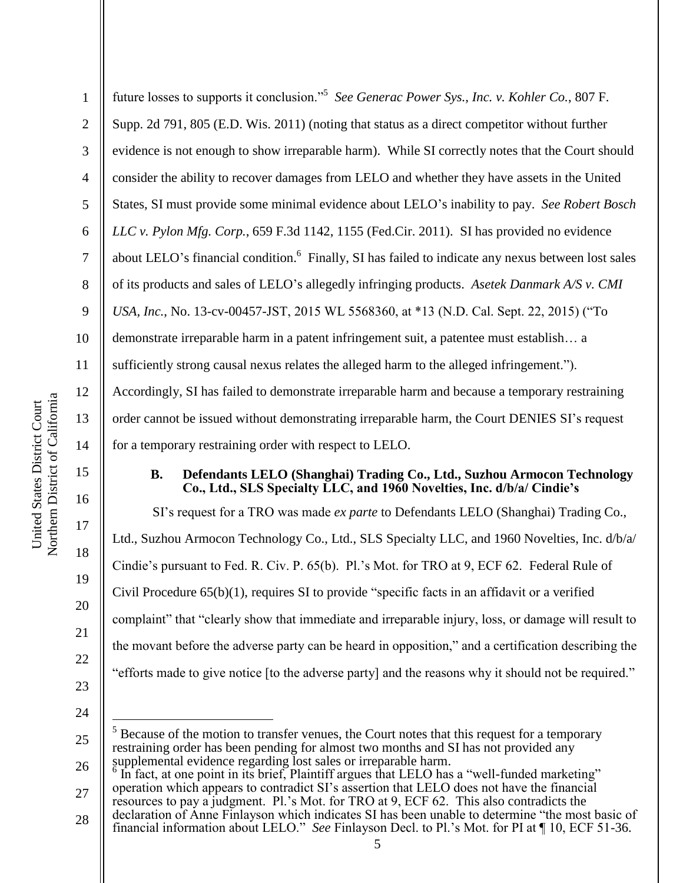future losses to supports it conclusion."[5] *See Generac Power Sys., Inc. v. Kohler Co.*, 807 F. Supp. 2d 791, 805 (E.D. Wis. 2011) (noting that status as a direct competitor without further evidence is not enough to show irreparable harm). While SI correctly notes that the Court should consider the ability to recover damages from LELO and whether they have assets in the United States, SI must provide some minimal evidence about LELO's inability to pay. *See Robert Bosch LLC v. Pylon Mfg. Corp.*, 659 F.3d 1142, 1155 (Fed.Cir. 2011). SI has provided no evidence about LELO's financial condition.[6] Finally, SI has failed to indicate any nexus between lost sales of its products and sales of LELO's allegedly infringing products. *Asetek Danmark A/S v. CMI USA, Inc.*, No. 13-cv-00457-JST, 2015 WL 5568360, at *13 (N.D. Cal. Sept. 22, 2015) ("To demonstrate irreparable harm in a patent infringement suit, a patentee must establish… a sufficiently strong causal nexus relates the alleged harm to the alleged infringement."). Accordingly, SI has failed to demonstrate irreparable harm and because a temporary restraining order cannot be issued without demonstrating irreparable harm, the Court DENIES SI's request for a temporary restraining order with respect to LELO.

### B. Defendants LELO (Shanghai) Trading Co., Ltd., Suzhou Armocon Technology Co., Ltd., SLS Specialty LLC, and 1960 Novelties, Inc. d/b/a/ Cindie's

SI's request for a TRO was made *ex parte* to Defendants LELO (Shanghai) Trading Co., Ltd., Suzhou Armocon Technology Co., Ltd., SLS Specialty LLC, and 1960 Novelties, Inc. d/b/a/ Cindie's pursuant to Fed. R. Civ. P. 65(b). Pl.'s Mot. for TRO at 9, ECF 62. Federal Rule of Civil Procedure 65(b)(1), requires SI to provide "specific facts in an affidavit or a verified complaint" that "clearly show that immediate and irreparable injury, loss, or damage will result to the movant before the adverse party can be heard in opposition," and a certification describing the "efforts made to give notice [to the adverse party] and the reasons why it should not be required."

---

[5] Because of the motion to transfer venues, the Court notes that this request for a temporary restraining order has been pending for almost two months and SI has not provided any supplemental evidence regarding lost sales or irreparable harm.

[6] In fact, at one point in its brief, Plaintiff argues that LELO has a "well-funded marketing" operation which appears to contradict SI's assertion that LELO does not have the financial resources to pay a judgment. Pl.'s Mot. for TRO at 9, ECF 62. This also contradicts the declaration of Anne Finlayson which indicates SI has been unable to determine "the most basic of financial information about LELO." *See* Finlayson Decl. to Pl.'s Mot. for PI at ¶ 10, ECF 51-36.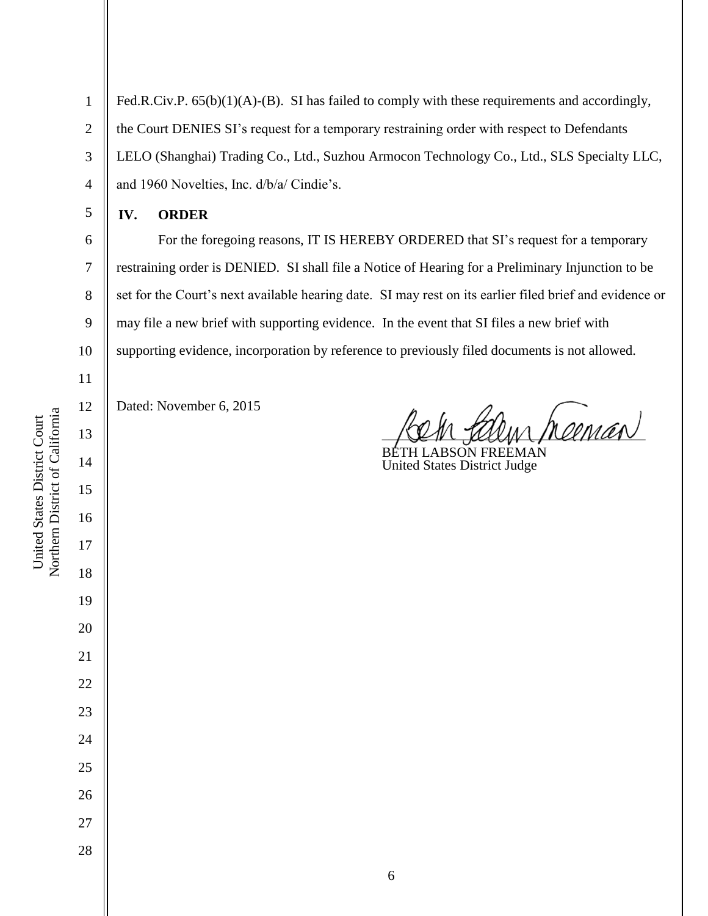Fed.R.Civ.P. 65(b)(1)(A)-(B). SI has failed to comply with these requirements and accordingly, the Court DENIES SI's request for a temporary restraining order with respect to Defendants LELO (Shanghai) Trading Co., Ltd., Suzhou Armocon Technology Co., Ltd., SLS Specialty LLC, and 1960 Novelties, Inc. d/b/a/ Cindie's.

## IV. ORDER

For the foregoing reasons, IT IS HEREBY ORDERED that SI's request for a temporary restraining order is DENIED. SI shall file a Notice of Hearing for a Preliminary Injunction to be set for the Court's next available hearing date. SI may rest on its earlier filed brief and evidence or may file a new brief with supporting evidence. In the event that SI files a new brief with supporting evidence, incorporation by reference to previously filed documents is not allowed.

Dated: November 6, 2015

BETH LABSON FREEMAN
United States District Judge